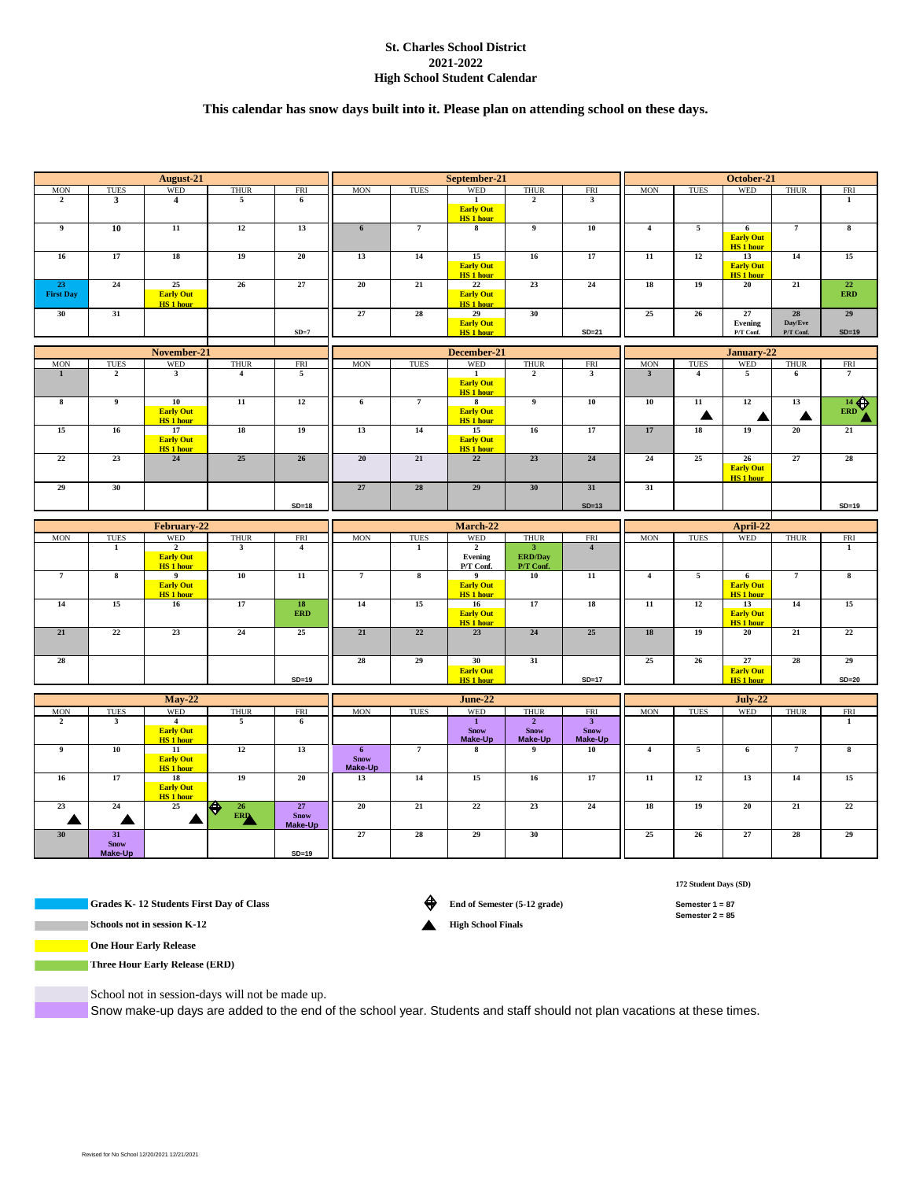# St. Charles School District
# 2021-2022
# High School Student Calendar

**This calendar has snow days built into it. Please plan on attending school on these days.**

### August-21

| MON | TUES | WED | THUR | FRI |
|---|---|---|---|---|
| 2 | 3 | 4 | 5 | 6 |
| 9 | 10 | 11 | 12 | 13 |
| 16 | 17 | 18 | 19 | 20 |
| 23 First Day | 24 | 25 Early Out HS 1 hour | 26 | 27 |
| 30 | 31 | | | SD=7 |

### September-21

| MON | TUES | WED | THUR | FRI |
|---|---|---|---|---|
| | | 1 Early Out HS 1 hour | 2 | 3 |
| 6 | 7 | 8 | 9 | 10 |
| 13 | 14 | 15 Early Out HS 1 hour | 16 | 17 |
| 20 | 21 | 22 Early Out HS 1 hour | 23 | 24 |
| 27 | 28 | 29 Early Out HS 1 hour | 30 | SD=21 |

### October-21

| MON | TUES | WED | THUR | FRI |
|---|---|---|---|---|
| | | | | 1 |
| 4 | 5 | 6 Early Out HS 1 hour | 7 | 8 |
| 11 | 12 | 13 Early Out HS 1 hour | 14 | 15 |
| 18 | 19 | 20 | 21 | 22 ERD |
| 25 | 26 | 27 Evening P/T Conf. | 28 Day/Eve P/T Conf. | 29 SD=19 |

### November-21

| MON | TUES | WED | THUR | FRI |
|---|---|---|---|---|
| 1 | 2 | 3 | 4 | 5 |
| 8 | 9 | 10 Early Out HS 1 hour | 11 | 12 |
| 15 | 16 | 17 Early Out HS 1 hour | 18 | 19 |
| 22 | 23 | 24 | 25 | 26 |
| 29 | 30 | | | SD=18 |

### December-21

| MON | TUES | WED | THUR | FRI |
|---|---|---|---|---|
| | | 1 Early Out HS 1 hour | 2 | 3 |
| 6 | 7 | 8 Early Out HS 1 hour | 9 | 10 |
| 13 | 14 | 15 Early Out HS 1 hour | 16 | 17 |
| 20 | 21 | 22 | 23 | 24 |
| 27 | 28 | 29 | 30 | 31 SD=13 |

### January-22

| MON | TUES | WED | THUR | FRI |
|---|---|---|---|---|
| 3 | 4 | 5 | 6 | 7 |
| 10 | 11 ▲ | 12 ▲ | 13 ▲ | 14 ERD ▲ (End of Semester) |
| 17 | 18 | 19 | 20 | 21 |
| 24 | 25 | 26 Early Out HS 1 hour | 27 | 28 |
| 31 | | | | SD=19 |

### February-22

| MON | TUES | WED | THUR | FRI |
|---|---|---|---|---|
| | 1 | 2 Early Out HS 1 hour | 3 | 4 |
| 7 | 8 | 9 Early Out HS 1 hour | 10 | 11 |
| 14 | 15 | 16 | 17 | 18 ERD |
| 21 | 22 | 23 | 24 | 25 |
| 28 | | | | SD=19 |

### March-22

| MON | TUES | WED | THUR | FRI |
|---|---|---|---|---|
| | 1 | 2 Evening P/T Conf. | 3 ERD/Day P/T Conf. | 4 |
| 7 | 8 | 9 Early Out HS 1 hour | 10 | 11 |
| 14 | 15 | 16 Early Out HS 1 hour | 17 | 18 |
| 21 | 22 | 23 | 24 | 25 |
| 28 | 29 | 30 Early Out HS 1 hour | 31 | SD=17 |

### April-22

| MON | TUES | WED | THUR | FRI |
|---|---|---|---|---|
| | | | | 1 |
| 4 | 5 | 6 Early Out HS 1 hour | 7 | 8 |
| 11 | 12 | 13 Early Out HS 1 hour | 14 | 15 |
| 18 | 19 | 20 | 21 | 22 |
| 25 | 26 | 27 Early Out HS 1 hour | 28 | 29 SD=20 |

### May-22

| MON | TUES | WED | THUR | FRI |
|---|---|---|---|---|
| 2 | 3 | 4 Early Out HS 1 hour | 5 | 6 |
| 9 | 10 | 11 Early Out HS 1 hour | 12 | 13 |
| 16 | 17 | 18 Early Out HS 1 hour | 19 | 20 |
| 23 ▲ | 24 ▲ | 25 ▲ | 26 ERD ▲ (End of Semester) | 27 Snow Make-Up |
| 30 | 31 Snow Make-Up | | | SD=19 |

### June-22

| MON | TUES | WED | THUR | FRI |
|---|---|---|---|---|
| | | 1 Snow Make-Up | 2 Snow Make-Up | 3 Snow Make-Up |
| 6 Snow Make-Up | 7 | 8 | 9 | 10 |
| 13 | 14 | 15 | 16 | 17 |
| 20 | 21 | 22 | 23 | 24 |
| 27 | 28 | 29 | 30 | |

### July-22

| MON | TUES | WED | THUR | FRI |
|---|---|---|---|---|
| | | | | 1 |
| 4 | 5 | 6 | 7 | 8 |
| 11 | 12 | 13 | 14 | 15 |
| 18 | 19 | 20 | 21 | 22 |
| 25 | 26 | 27 | 28 | 29 |

**172 Student Days (SD)**

**Semester 1 = 87**
**Semester 2 = 85**

- **Grades K- 12 Students First Day of Class** (blue)
- **Schools not in session K-12** (gray)
- **One Hour Early Release** (yellow)
- **Three Hour Early Release (ERD)** (green)
- School not in session-days will not be made up. (light lavender)
- Snow make-up days are added to the end of the school year. Students and staff should not plan vacations at these times. (purple)
- **End of Semester (5-12 grade)** (diamond symbol)
- **High School Finals** (▲)

Revised for No School 12/20/2021 12/21/2021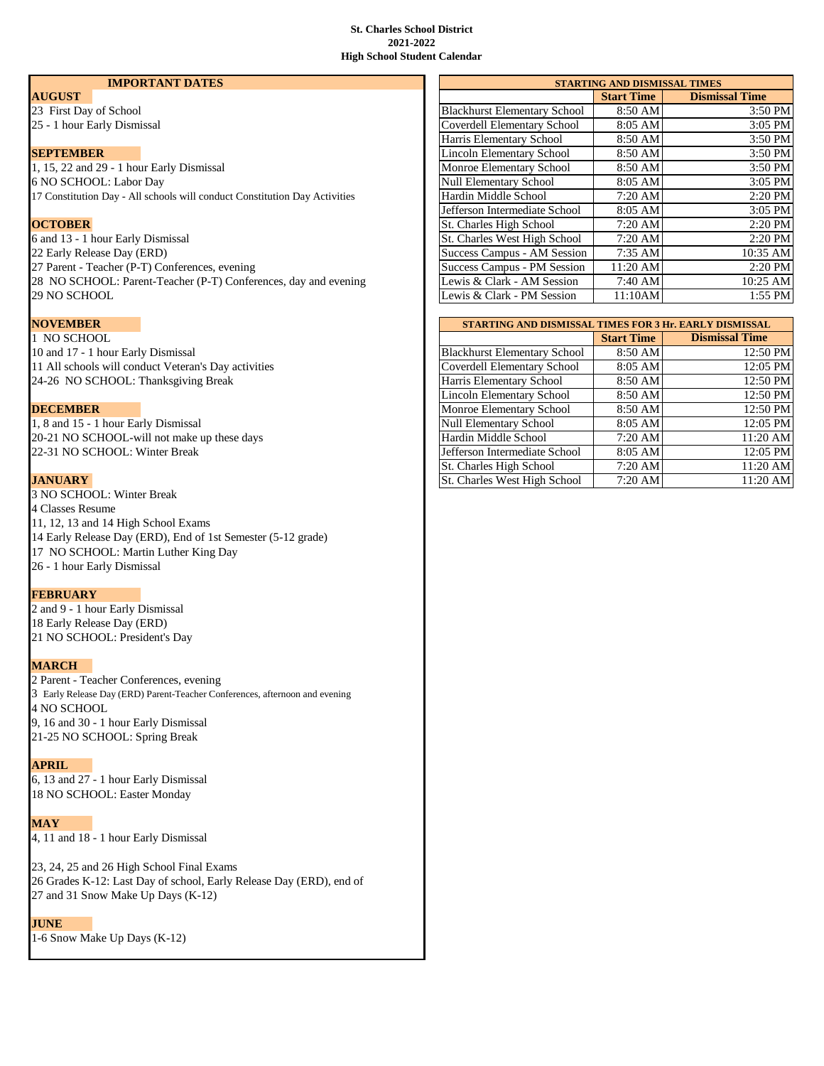**St. Charles School District**
**2021-2022**
**High School Student Calendar**

## IMPORTANT DATES

### AUGUST
23 First Day of School
25 - 1 hour Early Dismissal

### SEPTEMBER
1, 15, 22 and 29 - 1 hour Early Dismissal
6 NO SCHOOL: Labor Day
17 Constitution Day - All schools will conduct Constitution Day Activities

### OCTOBER
6 and 13 - 1 hour Early Dismissal
22 Early Release Day (ERD)
27 Parent - Teacher (P-T) Conferences, evening
28 NO SCHOOL: Parent-Teacher (P-T) Conferences, day and evening
29 NO SCHOOL

### NOVEMBER
1 NO SCHOOL
10 and 17 - 1 hour Early Dismissal
11 All schools will conduct Veteran's Day activities
24-26 NO SCHOOL: Thanksgiving Break

### DECEMBER
1, 8 and 15 - 1 hour Early Dismissal
20-21 NO SCHOOL-will not make up these days
22-31 NO SCHOOL: Winter Break

### JANUARY
3 NO SCHOOL: Winter Break
4 Classes Resume
11, 12, 13 and 14 High School Exams
14 Early Release Day (ERD), End of 1st Semester (5-12 grade)
17 NO SCHOOL: Martin Luther King Day
26 - 1 hour Early Dismissal

### FEBRUARY
2 and 9 - 1 hour Early Dismissal
18 Early Release Day (ERD)
21 NO SCHOOL: President's Day

### MARCH
2 Parent - Teacher Conferences, evening
3 Early Release Day (ERD) Parent-Teacher Conferences, afternoon and evening
4 NO SCHOOL
9, 16 and 30 - 1 hour Early Dismissal
21-25 NO SCHOOL: Spring Break

### APRIL
6, 13 and 27 - 1 hour Early Dismissal
18 NO SCHOOL: Easter Monday

### MAY
4, 11 and 18 - 1 hour Early Dismissal

23, 24, 25 and 26 High School Final Exams
26 Grades K-12: Last Day of school, Early Release Day (ERD), end of
27 and 31 Snow Make Up Days (K-12)

### JUNE
1-6 Snow Make Up Days (K-12)

## STARTING AND DISMISSAL TIMES

| | Start Time | Dismissal Time |
|---|---|---|
| Blackhurst Elementary School | 8:50 AM | 3:50 PM |
| Coverdell Elementary School | 8:05 AM | 3:05 PM |
| Harris Elementary School | 8:50 AM | 3:50 PM |
| Lincoln Elementary School | 8:50 AM | 3:50 PM |
| Monroe Elementary School | 8:50 AM | 3:50 PM |
| Null Elementary School | 8:05 AM | 3:05 PM |
| Hardin Middle School | 7:20 AM | 2:20 PM |
| Jefferson Intermediate School | 8:05 AM | 3:05 PM |
| St. Charles High School | 7:20 AM | 2:20 PM |
| St. Charles West High School | 7:20 AM | 2:20 PM |
| Success Campus - AM Session | 7:35 AM | 10:35 AM |
| Success Campus - PM Session | 11:20 AM | 2:20 PM |
| Lewis & Clark - AM Session | 7:40 AM | 10:25 AM |
| Lewis & Clark - PM Session | 11:10AM | 1:55 PM |

## STARTING AND DISMISSAL TIMES FOR 3 Hr. EARLY DISMISSAL

| | Start Time | Dismissal Time |
|---|---|---|
| Blackhurst Elementary School | 8:50 AM | 12:50 PM |
| Coverdell Elementary School | 8:05 AM | 12:05 PM |
| Harris Elementary School | 8:50 AM | 12:50 PM |
| Lincoln Elementary School | 8:50 AM | 12:50 PM |
| Monroe Elementary School | 8:50 AM | 12:50 PM |
| Null Elementary School | 8:05 AM | 12:05 PM |
| Hardin Middle School | 7:20 AM | 11:20 AM |
| Jefferson Intermediate School | 8:05 AM | 12:05 PM |
| St. Charles High School | 7:20 AM | 11:20 AM |
| St. Charles West High School | 7:20 AM | 11:20 AM |